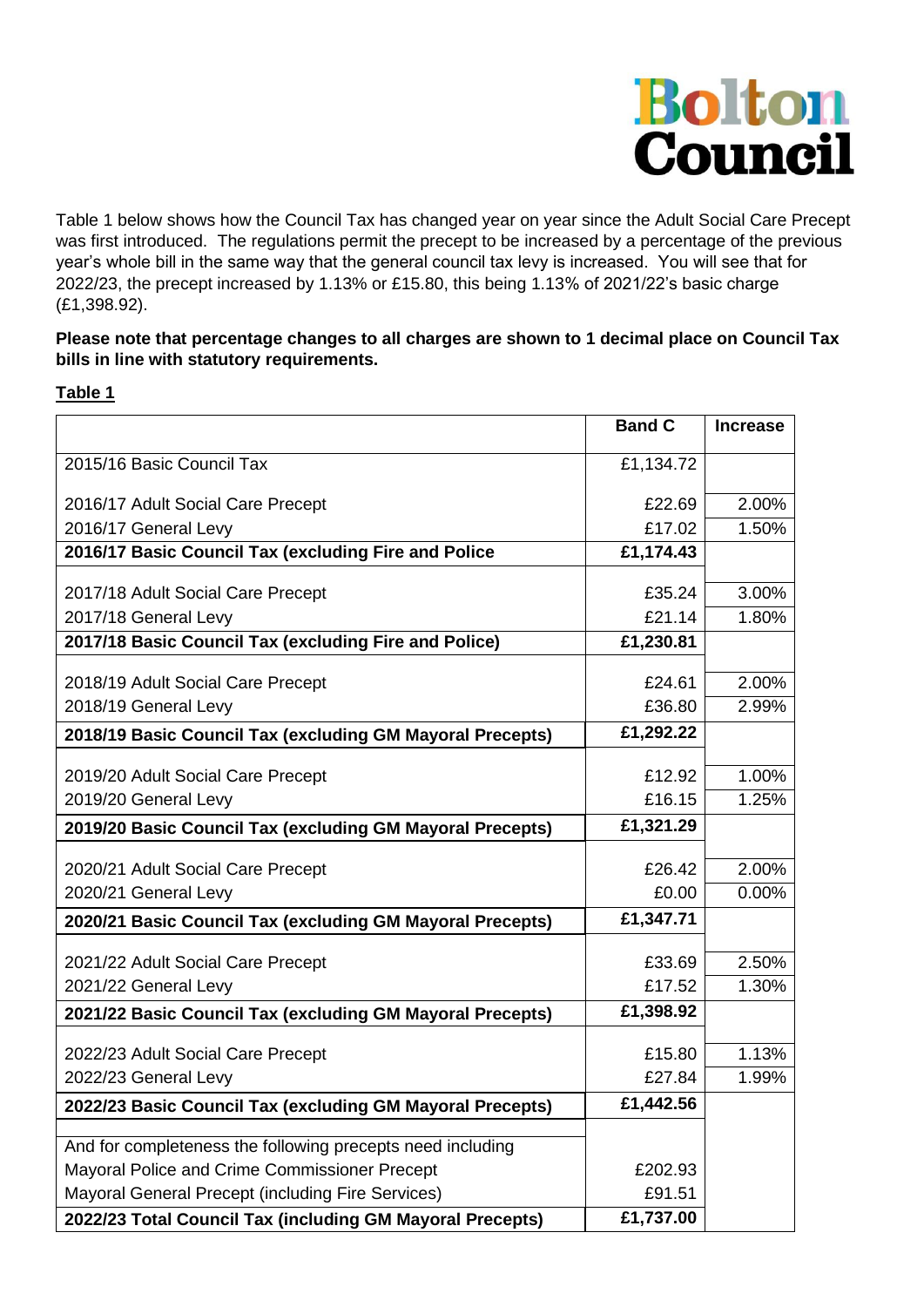Bolton Council

Table 1 below shows how the Council Tax has changed year on year since the Adult Social Care Precept was first introduced. The regulations permit the precept to be increased by a percentage of the previous year's whole bill in the same way that the general council tax levy is increased. You will see that for 2022/23, the precept increased by 1.13% or £15.80, this being 1.13% of 2021/22's basic charge (£1,398.92).

**Please note that percentage changes to all charges are shown to 1 decimal place on Council Tax bills in line with statutory requirements.**

**Table 1**

| | **Band C** | **Increase** |
|---|---|---|
| 2015/16 Basic Council Tax | £1,134.72 | |
| 2016/17 Adult Social Care Precept | £22.69 | 2.00% |
| 2016/17 General Levy | £17.02 | 1.50% |
| **2016/17 Basic Council Tax (excluding Fire and Police** | **£1,174.43** | |
| 2017/18 Adult Social Care Precept | £35.24 | 3.00% |
| 2017/18 General Levy | £21.14 | 1.80% |
| **2017/18 Basic Council Tax (excluding Fire and Police)** | **£1,230.81** | |
| 2018/19 Adult Social Care Precept | £24.61 | 2.00% |
| 2018/19 General Levy | £36.80 | 2.99% |
| **2018/19 Basic Council Tax (excluding GM Mayoral Precepts)** | **£1,292.22** | |
| 2019/20 Adult Social Care Precept | £12.92 | 1.00% |
| 2019/20 General Levy | £16.15 | 1.25% |
| **2019/20 Basic Council Tax (excluding GM Mayoral Precepts)** | **£1,321.29** | |
| 2020/21 Adult Social Care Precept | £26.42 | 2.00% |
| 2020/21 General Levy | £0.00 | 0.00% |
| **2020/21 Basic Council Tax (excluding GM Mayoral Precepts)** | **£1,347.71** | |
| 2021/22 Adult Social Care Precept | £33.69 | 2.50% |
| 2021/22 General Levy | £17.52 | 1.30% |
| **2021/22 Basic Council Tax (excluding GM Mayoral Precepts)** | **£1,398.92** | |
| 2022/23 Adult Social Care Precept | £15.80 | 1.13% |
| 2022/23 General Levy | £27.84 | 1.99% |
| **2022/23 Basic Council Tax (excluding GM Mayoral Precepts)** | **£1,442.56** | |
| And for completeness the following precepts need including | | |
| Mayoral Police and Crime Commissioner Precept | £202.93 | |
| Mayoral General Precept (including Fire Services) | £91.51 | |
| **2022/23 Total Council Tax (including GM Mayoral Precepts)** | **£1,737.00** | |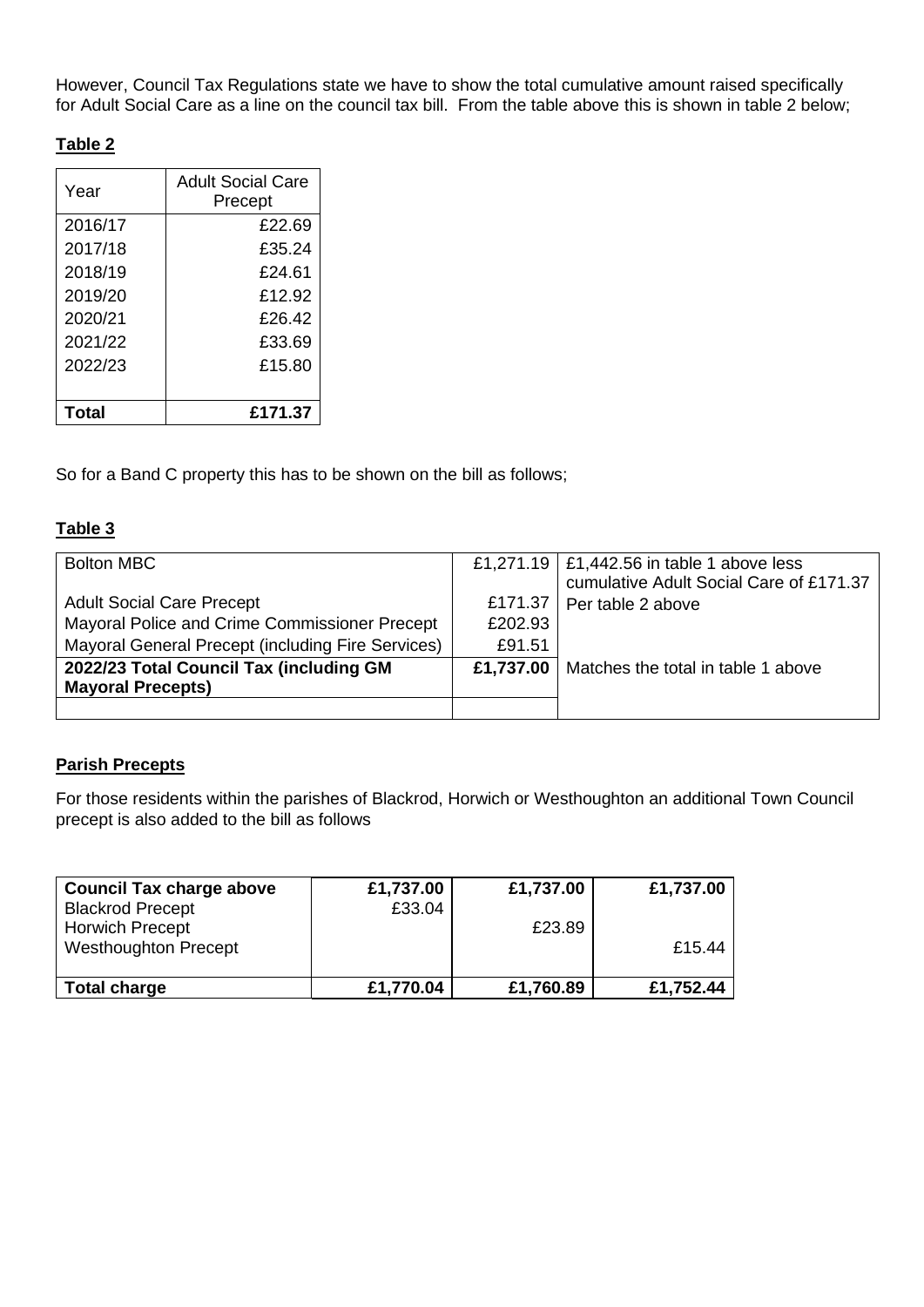However, Council Tax Regulations state we have to show the total cumulative amount raised specifically for Adult Social Care as a line on the council tax bill. From the table above this is shown in table 2 below;

**Table 2**

| Year | Adult Social Care Precept |
|---|---|
| 2016/17 | £22.69 |
| 2017/18 | £35.24 |
| 2018/19 | £24.61 |
| 2019/20 | £12.92 |
| 2020/21 | £26.42 |
| 2021/22 | £33.69 |
| 2022/23 | £15.80 |
| | |
| **Total** | **£171.37** |

So for a Band C property this has to be shown on the bill as follows;

**Table 3**

| | | |
|---|---|---|
| Bolton MBC | £1,271.19 | £1,442.56 in table 1 above less cumulative Adult Social Care of £171.37 |
| Adult Social Care Precept | £171.37 | Per table 2 above |
| Mayoral Police and Crime Commissioner Precept | £202.93 | |
| Mayoral General Precept (including Fire Services) | £91.51 | |
| **2022/23 Total Council Tax (including GM Mayoral Precepts)** | **£1,737.00** | Matches the total in table 1 above |
| | | |

**Parish Precepts**

For those residents within the parishes of Blackrod, Horwich or Westhoughton an additional Town Council precept is also added to the bill as follows

| | | | |
|---|---|---|---|
| **Council Tax charge above** | **£1,737.00** | **£1,737.00** | **£1,737.00** |
| Blackrod Precept | £33.04 | | |
| Horwich Precept | | £23.89 | |
| Westhoughton Precept | | | £15.44 |
| **Total charge** | **£1,770.04** | **£1,760.89** | **£1,752.44** |